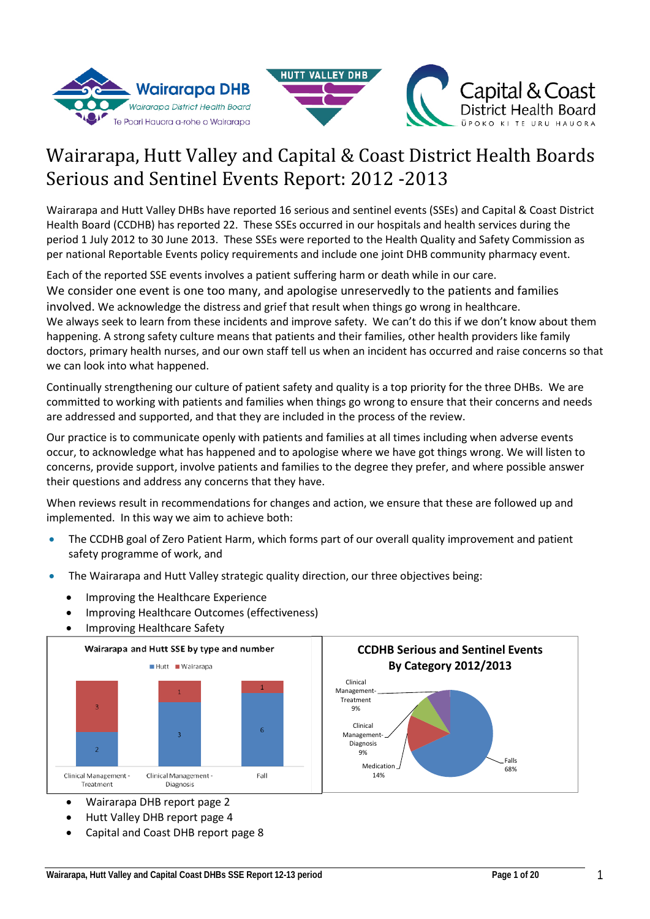# Wairarapa, Hutt Valley and Capital & Coast District Health Boards Serious and Sentinel Events Report: 2012 -2013

Wairarapa and Hutt Valley DHBs have reported 16 serious and sentinel events (SSEs) and Capital & Coast District Health Board (CCDHB) has reported 22. These SSEs occurred in our hospitals and health services during the period 1 July 2012 to 30 June 2013. These SSEs were reported to the Health Quality and Safety Commission as per national Reportable Events policy requirements and include one joint DHB community pharmacy event.

Each of the reported SSE events involves a patient suffering harm or death while in our care.

We consider one event is one too many, and apologise unreservedly to the patients and families involved. We acknowledge the distress and grief that result when things go wrong in healthcare.

We always seek to learn from these incidents and improve safety. We can't do this if we don't know about them happening. A strong safety culture means that patients and their families, other health providers like family doctors, primary health nurses, and our own staff tell us when an incident has occurred and raise concerns so that we can look into what happened.

Continually strengthening our culture of patient safety and quality is a top priority for the three DHBs. We are committed to working with patients and families when things go wrong to ensure that their concerns and needs are addressed and supported, and that they are included in the process of the review.

Our practice is to communicate openly with patients and families at all times including when adverse events occur, to acknowledge what has happened and to apologise where we have got things wrong. We will listen to concerns, provide support, involve patients and families to the degree they prefer, and where possible answer their questions and address any concerns that they have.

When reviews result in recommendations for changes and action, we ensure that these are followed up and implemented. In this way we aim to achieve both:

- The CCDHB goal of Zero Patient Harm, which forms part of our overall quality improvement and patient safety programme of work, and
- The Wairarapa and Hutt Valley strategic quality direction, our three objectives being:
  - Improving the Healthcare Experience
  - Improving Healthcare Outcomes (effectiveness)
  - Improving Healthcare Safety

**Wairarapa and Hutt SSE by type and number**

| Type | Hutt | Wairarapa |
|---|---|---|
| Clinical Management - Treatment | 2 | 3 |
| Clinical Management - Diagnosis | 3 | 1 |
| Fall | 6 | 1 |

**CCDHB Serious and Sentinel Events By Category 2012/2013**

| Category | Percentage |
|---|---|
| Falls | 68% |
| Medication | 14% |
| Clinical Management-Diagnosis | 9% |
| Clinical Management-Treatment | 9% |

- Wairarapa DHB report page 2
- Hutt Valley DHB report page 4
- Capital and Coast DHB report page 8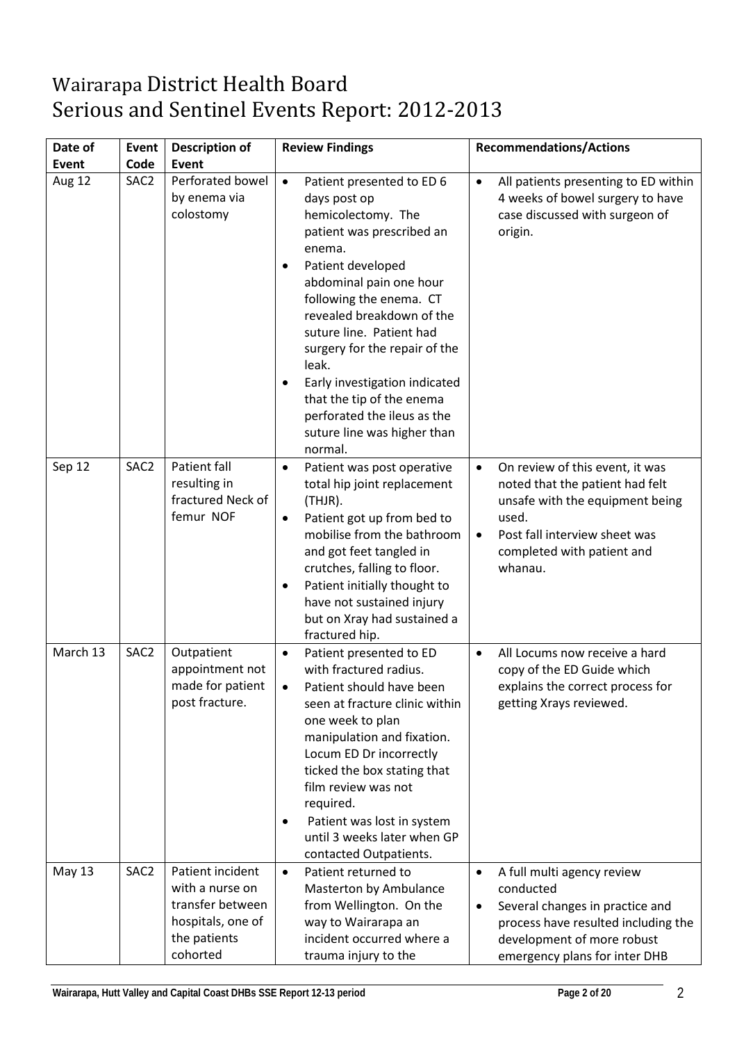# Wairarapa District Health Board
# Serious and Sentinel Events Report: 2012-2013

| Date of Event | Event Code | Description of Event | Review Findings | Recommendations/Actions |
|---|---|---|---|---|
| Aug 12 | SAC2 | Perforated bowel by enema via colostomy | • Patient presented to ED 6 days post op hemicolectomy. The patient was prescribed an enema.<br>• Patient developed abdominal pain one hour following the enema. CT revealed breakdown of the suture line. Patient had surgery for the repair of the leak.<br>• Early investigation indicated that the tip of the enema perforated the ileus as the suture line was higher than normal. | • All patients presenting to ED within 4 weeks of bowel surgery to have case discussed with surgeon of origin. |
| Sep 12 | SAC2 | Patient fall resulting in fractured Neck of femur NOF | • Patient was post operative total hip joint replacement (THJR).<br>• Patient got up from bed to mobilise from the bathroom and got feet tangled in crutches, falling to floor.<br>• Patient initially thought to have not sustained injury but on Xray had sustained a fractured hip. | • On review of this event, it was noted that the patient had felt unsafe with the equipment being used.<br>• Post fall interview sheet was completed with patient and whanau. |
| March 13 | SAC2 | Outpatient appointment not made for patient post fracture. | • Patient presented to ED with fractured radius.<br>• Patient should have been seen at fracture clinic within one week to plan manipulation and fixation. Locum ED Dr incorrectly ticked the box stating that film review was not required.<br>• Patient was lost in system until 3 weeks later when GP contacted Outpatients. | • All Locums now receive a hard copy of the ED Guide which explains the correct process for getting Xrays reviewed. |
| May 13 | SAC2 | Patient incident with a nurse on transfer between hospitals, one of the patients cohorted | • Patient returned to Masterton by Ambulance from Wellington. On the way to Wairarapa an incident occurred where a trauma injury to the | • A full multi agency review conducted<br>• Several changes in practice and process have resulted including the development of more robust emergency plans for inter DHB |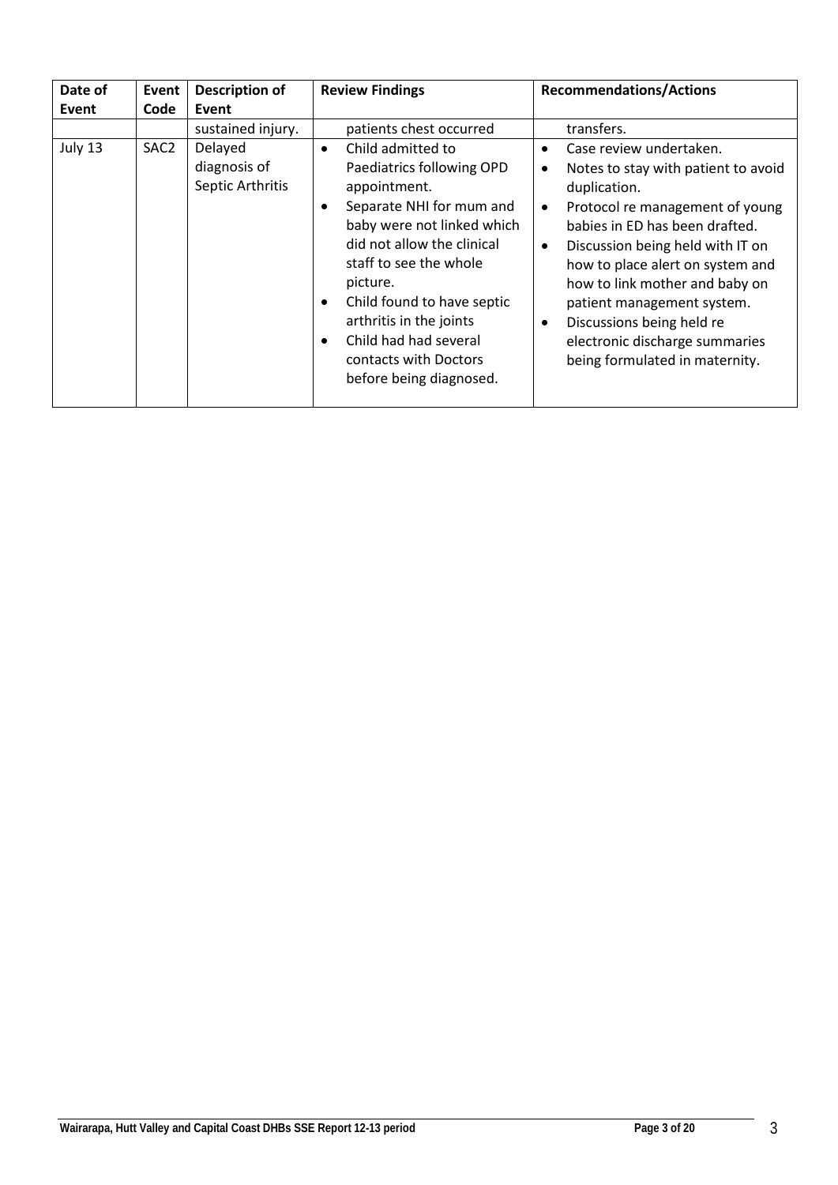| Date of Event | Event Code | Description of Event | Review Findings | Recommendations/Actions |
|---|---|---|---|---|
| | | sustained injury. | patients chest occurred | transfers. |
| July 13 | SAC2 | Delayed diagnosis of Septic Arthritis | • Child admitted to Paediatrics following OPD appointment.<br>• Separate NHI for mum and baby were not linked which did not allow the clinical staff to see the whole picture.<br>• Child found to have septic arthritis in the joints<br>• Child had had several contacts with Doctors before being diagnosed. | • Case review undertaken.<br>• Notes to stay with patient to avoid duplication.<br>• Protocol re management of young babies in ED has been drafted.<br>• Discussion being held with IT on how to place alert on system and how to link mother and baby on patient management system.<br>• Discussions being held re electronic discharge summaries being formulated in maternity. |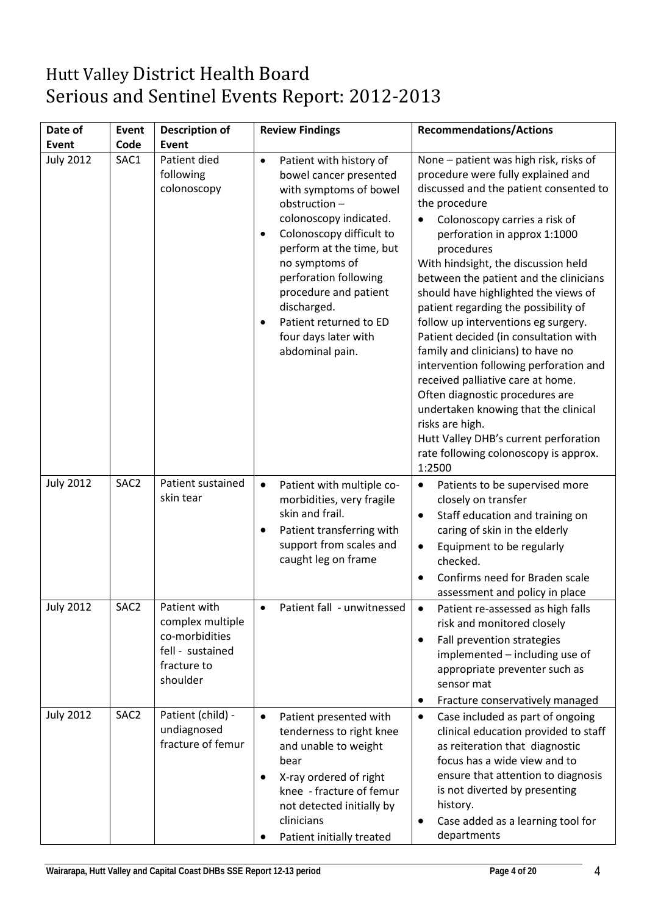# Hutt Valley District Health Board
# Serious and Sentinel Events Report: 2012-2013

| Date of Event | Event Code | Description of Event | Review Findings | Recommendations/Actions |
|---|---|---|---|---|
| July 2012 | SAC1 | Patient died following colonoscopy | • Patient with history of bowel cancer presented with symptoms of bowel obstruction – colonoscopy indicated.<br>• Colonoscopy difficult to perform at the time, but no symptoms of perforation following procedure and patient discharged.<br>• Patient returned to ED four days later with abdominal pain. | None – patient was high risk, risks of procedure were fully explained and discussed and the patient consented to the procedure<br>• Colonoscopy carries a risk of perforation in approx 1:1000 procedures<br>With hindsight, the discussion held between the patient and the clinicians should have highlighted the views of patient regarding the possibility of follow up interventions eg surgery.<br>Patient decided (in consultation with family and clinicians) to have no intervention following perforation and received palliative care at home.<br>Often diagnostic procedures are undertaken knowing that the clinical risks are high.<br>Hutt Valley DHB's current perforation rate following colonoscopy is approx. 1:2500 |
| July 2012 | SAC2 | Patient sustained skin tear | • Patient with multiple co-morbidities, very fragile skin and frail.<br>• Patient transferring with support from scales and caught leg on frame | • Patients to be supervised more closely on transfer<br>• Staff education and training on caring of skin in the elderly<br>• Equipment to be regularly checked.<br>• Confirms need for Braden scale assessment and policy in place |
| July 2012 | SAC2 | Patient with complex multiple co-morbidities fell - sustained fracture to shoulder | • Patient fall - unwitnessed | • Patient re-assessed as high falls risk and monitored closely<br>• Fall prevention strategies implemented – including use of appropriate preventer such as sensor mat<br>• Fracture conservatively managed |
| July 2012 | SAC2 | Patient (child) - undiagnosed fracture of femur | • Patient presented with tenderness to right knee and unable to weight bear<br>• X-ray ordered of right knee - fracture of femur not detected initially by clinicians<br>• Patient initially treated | • Case included as part of ongoing clinical education provided to staff as reiteration that diagnostic focus has a wide view and to ensure that attention to diagnosis is not diverted by presenting history.<br>• Case added as a learning tool for departments |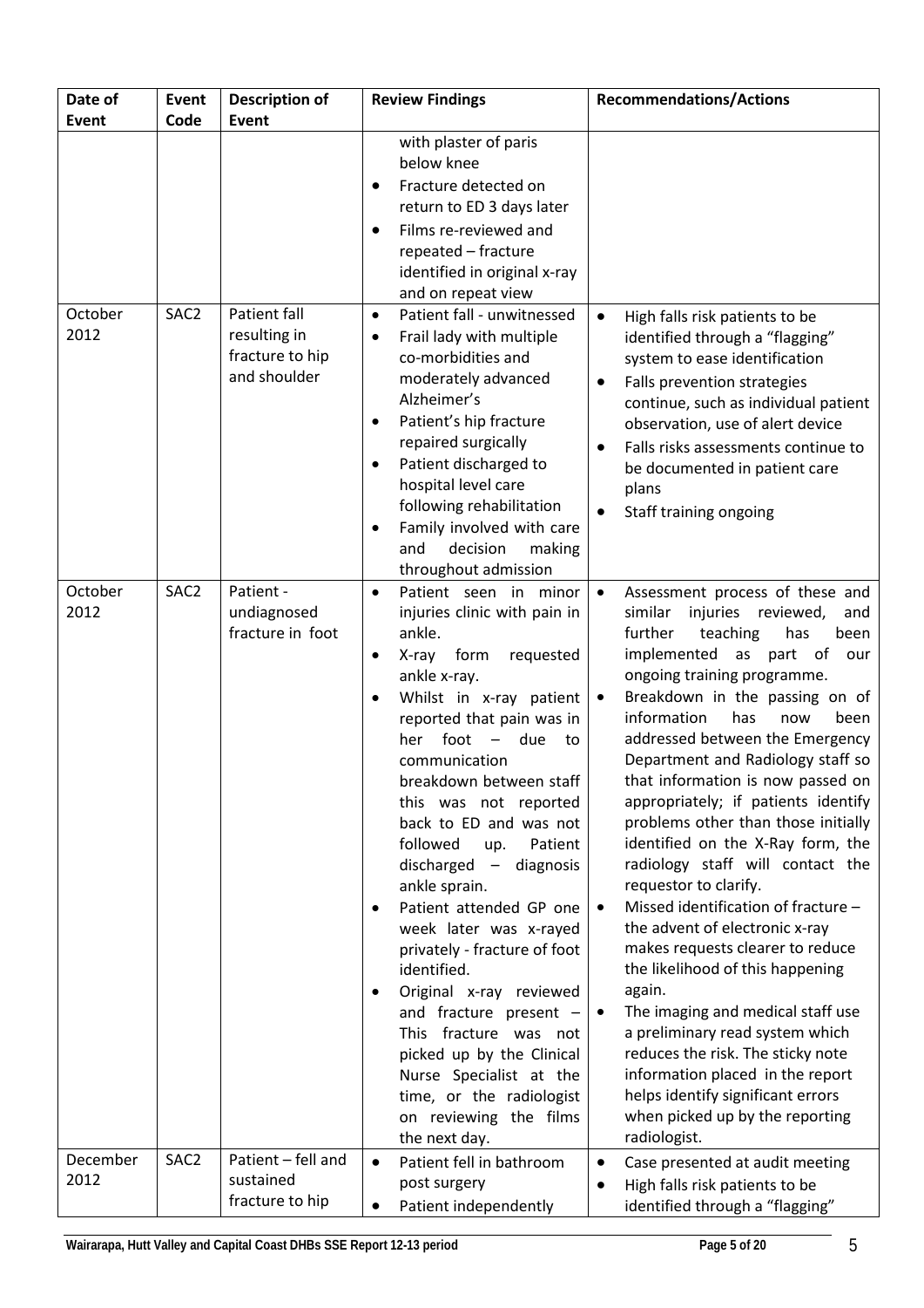| Date of Event | Event Code | Description of Event | Review Findings | Recommendations/Actions |
|---|---|---|---|---|
| | | | with plaster of paris below knee<br>• Fracture detected on return to ED 3 days later<br>• Films re-reviewed and repeated – fracture identified in original x-ray and on repeat view | |
| October 2012 | SAC2 | Patient fall resulting in fracture to hip and shoulder | • Patient fall - unwitnessed<br>• Frail lady with multiple co-morbidities and moderately advanced Alzheimer's<br>• Patient's hip fracture repaired surgically<br>• Patient discharged to hospital level care following rehabilitation<br>• Family involved with care and decision making throughout admission | • High falls risk patients to be identified through a "flagging" system to ease identification<br>• Falls prevention strategies continue, such as individual patient observation, use of alert device<br>• Falls risks assessments continue to be documented in patient care plans<br>• Staff training ongoing |
| October 2012 | SAC2 | Patient - undiagnosed fracture in foot | • Patient seen in minor injuries clinic with pain in ankle.<br>• X-ray form requested ankle x-ray.<br>• Whilst in x-ray patient reported that pain was in her foot – due to communication breakdown between staff this was not reported back to ED and was not followed up. Patient discharged – diagnosis ankle sprain.<br>• Patient attended GP one week later was x-rayed privately - fracture of foot identified.<br>• Original x-ray reviewed and fracture present – This fracture was not picked up by the Clinical Nurse Specialist at the time, or the radiologist on reviewing the films the next day. | • Assessment process of these and similar injuries reviewed, and further teaching has been implemented as part of our ongoing training programme.<br>• Breakdown in the passing on of information has now been addressed between the Emergency Department and Radiology staff so that information is now passed on appropriately; if patients identify problems other than those initially identified on the X-Ray form, the radiology staff will contact the requestor to clarify.<br>• Missed identification of fracture – the advent of electronic x-ray makes requests clearer to reduce the likelihood of this happening again.<br>• The imaging and medical staff use a preliminary read system which reduces the risk. The sticky note information placed in the report helps identify significant errors when picked up by the reporting radiologist. |
| December 2012 | SAC2 | Patient – fell and sustained fracture to hip | • Patient fell in bathroom post surgery<br>• Patient independently | • Case presented at audit meeting<br>• High falls risk patients to be identified through a "flagging" |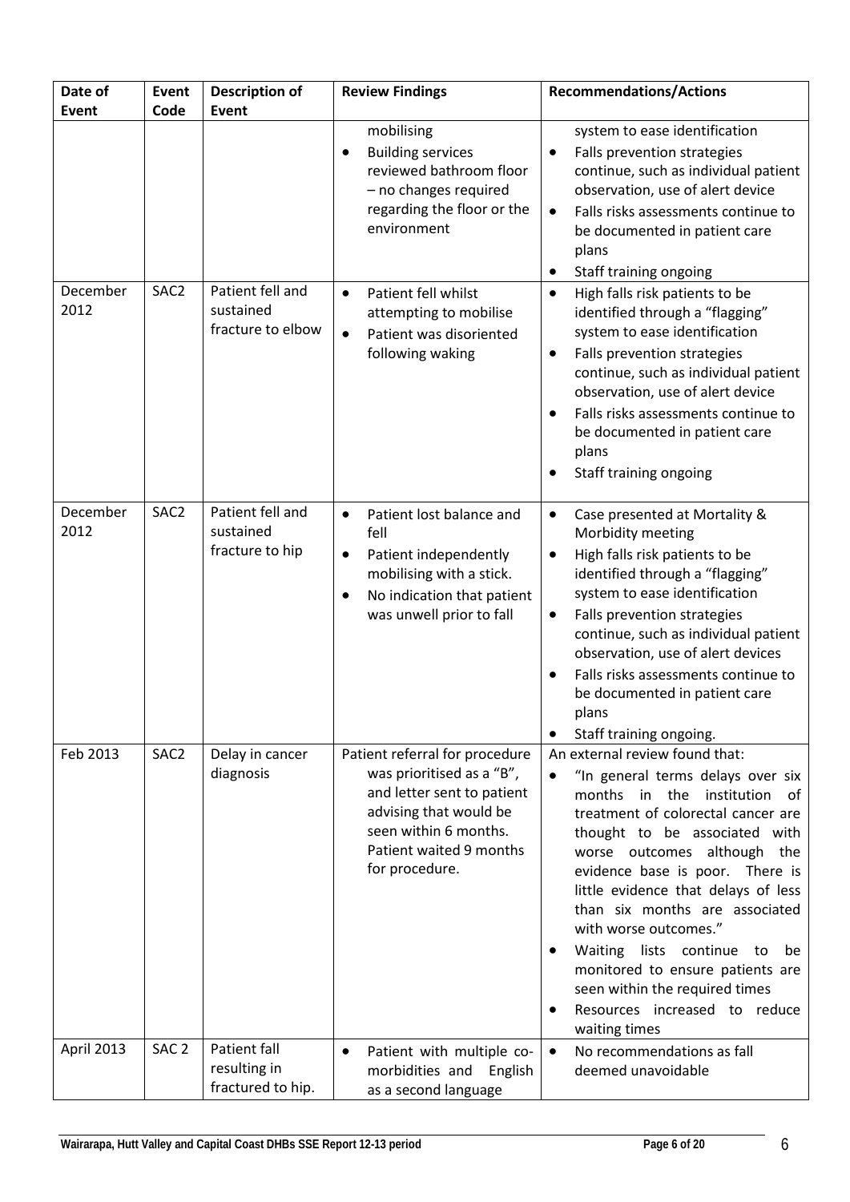| Date of Event | Event Code | Description of Event | Review Findings | Recommendations/Actions |
|---|---|---|---|---|
| | | | mobilising<br>• Building services reviewed bathroom floor – no changes required regarding the floor or the environment | system to ease identification<br>• Falls prevention strategies continue, such as individual patient observation, use of alert device<br>• Falls risks assessments continue to be documented in patient care plans<br>• Staff training ongoing |
| December 2012 | SAC2 | Patient fell and sustained fracture to elbow | • Patient fell whilst attempting to mobilise<br>• Patient was disoriented following waking | • High falls risk patients to be identified through a "flagging" system to ease identification<br>• Falls prevention strategies continue, such as individual patient observation, use of alert device<br>• Falls risks assessments continue to be documented in patient care plans<br>• Staff training ongoing |
| December 2012 | SAC2 | Patient fell and sustained fracture to hip | • Patient lost balance and fell<br>• Patient independently mobilising with a stick.<br>• No indication that patient was unwell prior to fall | • Case presented at Mortality & Morbidity meeting<br>• High falls risk patients to be identified through a "flagging" system to ease identification<br>• Falls prevention strategies continue, such as individual patient observation, use of alert devices<br>• Falls risks assessments continue to be documented in patient care plans<br>• Staff training ongoing. |
| Feb 2013 | SAC2 | Delay in cancer diagnosis | Patient referral for procedure was prioritised as a "B", and letter sent to patient advising that would be seen within 6 months. Patient waited 9 months for procedure. | An external review found that:<br>• "In general terms delays over six months in the institution of treatment of colorectal cancer are thought to be associated with worse outcomes although the evidence base is poor. There is little evidence that delays of less than six months are associated with worse outcomes."<br>• Waiting lists continue to be monitored to ensure patients are seen within the required times<br>• Resources increased to reduce waiting times |
| April 2013 | SAC 2 | Patient fall resulting in fractured to hip. | • Patient with multiple co-morbidities and English as a second language | • No recommendations as fall deemed unavoidable |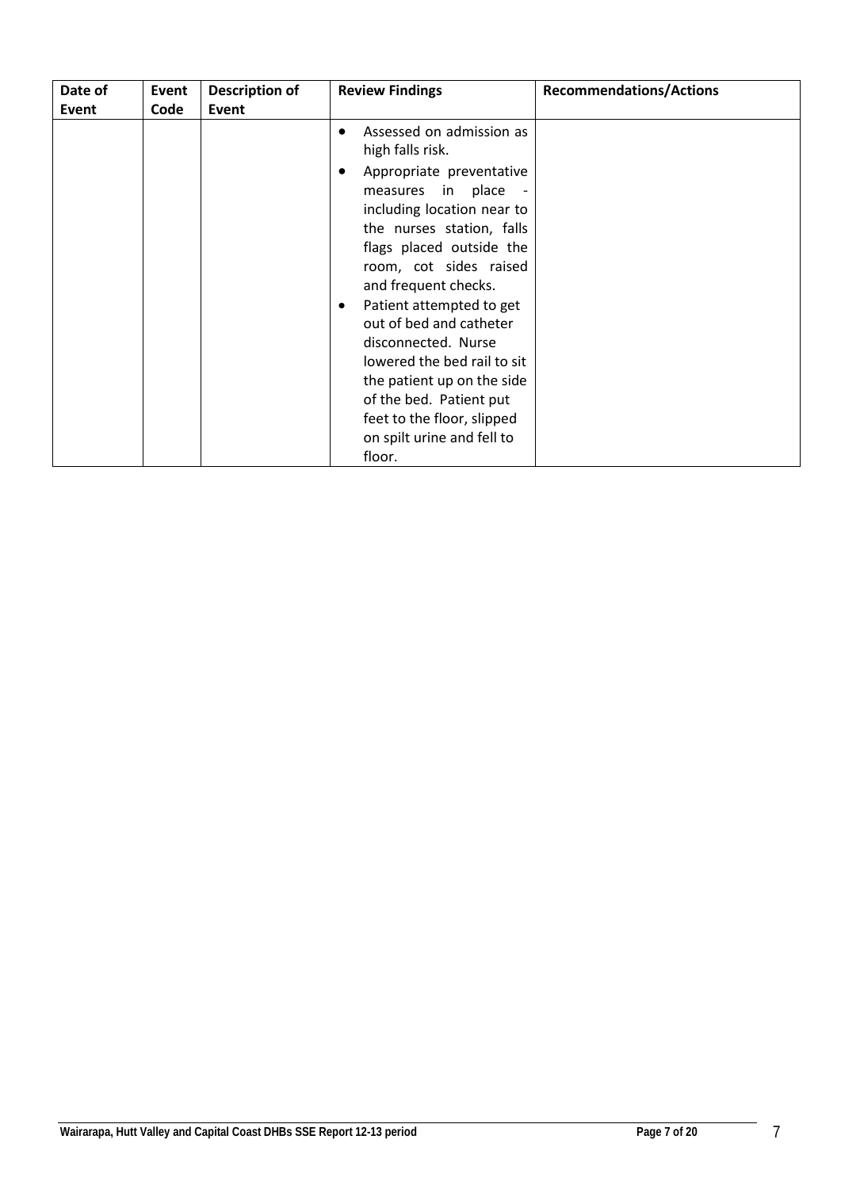| Date of Event | Event Code | Description of Event | Review Findings | Recommendations/Actions |
|---|---|---|---|---|
| | | | • Assessed on admission as high falls risk.<br>• Appropriate preventative measures in place - including location near to the nurses station, falls flags placed outside the room, cot sides raised and frequent checks.<br>• Patient attempted to get out of bed and catheter disconnected. Nurse lowered the bed rail to sit the patient up on the side of the bed. Patient put feet to the floor, slipped on spilt urine and fell to floor. | |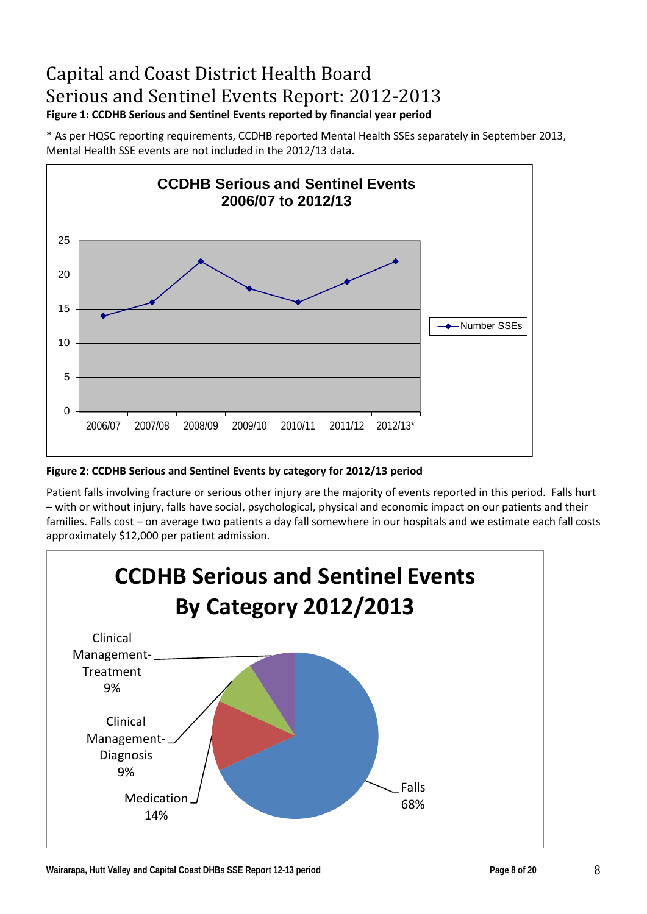# Capital and Coast District Health Board
# Serious and Sentinel Events Report: 2012-2013

**Figure 1: CCDHB Serious and Sentinel Events reported by financial year period**

* As per HQSC reporting requirements, CCDHB reported Mental Health SSEs separately in September 2013, Mental Health SSE events are not included in the 2012/13 data.

**CCDHB Serious and Sentinel Events 2006/07 to 2012/13**

| Year | Number SSEs |
|---|---|
| 2006/07 | 14 |
| 2007/08 | 16 |
| 2008/09 | 22 |
| 2009/10 | 18 |
| 2010/11 | 16 |
| 2011/12 | 19 |
| 2012/13* | 22 |

**Figure 2: CCDHB Serious and Sentinel Events by category for 2012/13 period**

Patient falls involving fracture or serious other injury are the majority of events reported in this period. Falls hurt – with or without injury, falls have social, psychological, physical and economic impact on our patients and their families. Falls cost – on average two patients a day fall somewhere in our hospitals and we estimate each fall costs approximately $12,000 per patient admission.

**CCDHB Serious and Sentinel Events By Category 2012/2013**

| Category | Percentage |
|---|---|
| Falls | 68% |
| Medication | 14% |
| Clinical Management- Diagnosis | 9% |
| Clinical Management- Treatment | 9% |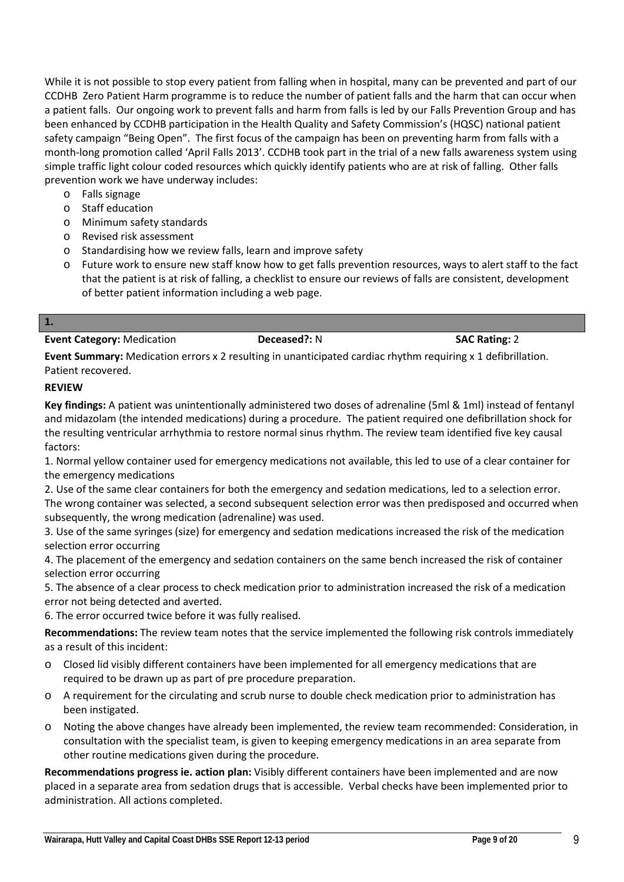While it is not possible to stop every patient from falling when in hospital, many can be prevented and part of our CCDHB Zero Patient Harm programme is to reduce the number of patient falls and the harm that can occur when a patient falls. Our ongoing work to prevent falls and harm from falls is led by our Falls Prevention Group and has been enhanced by CCDHB participation in the Health Quality and Safety Commission's (HQSC) national patient safety campaign "Being Open". The first focus of the campaign has been on preventing harm from falls with a month-long promotion called 'April Falls 2013'. CCDHB took part in the trial of a new falls awareness system using simple traffic light colour coded resources which quickly identify patients who are at risk of falling. Other falls prevention work we have underway includes:

- Falls signage
- Staff education
- Minimum safety standards
- Revised risk assessment
- Standardising how we review falls, learn and improve safety
- Future work to ensure new staff know how to get falls prevention resources, ways to alert staff to the fact that the patient is at risk of falling, a checklist to ensure our reviews of falls are consistent, development of better patient information including a web page.

**1.**

**Event Category:** Medication **Deceased?:** N **SAC Rating:** 2

**Event Summary:** Medication errors x 2 resulting in unanticipated cardiac rhythm requiring x 1 defibrillation. Patient recovered.

**REVIEW**

**Key findings:** A patient was unintentionally administered two doses of adrenaline (5ml & 1ml) instead of fentanyl and midazolam (the intended medications) during a procedure. The patient required one defibrillation shock for the resulting ventricular arrhythmia to restore normal sinus rhythm. The review team identified five key causal factors:

1. Normal yellow container used for emergency medications not available, this led to use of a clear container for the emergency medications
2. Use of the same clear containers for both the emergency and sedation medications, led to a selection error. The wrong container was selected, a second subsequent selection error was then predisposed and occurred when subsequently, the wrong medication (adrenaline) was used.
3. Use of the same syringes (size) for emergency and sedation medications increased the risk of the medication selection error occurring
4. The placement of the emergency and sedation containers on the same bench increased the risk of container selection error occurring
5. The absence of a clear process to check medication prior to administration increased the risk of a medication error not being detected and averted.
6. The error occurred twice before it was fully realised.

**Recommendations:** The review team notes that the service implemented the following risk controls immediately as a result of this incident:

- Closed lid visibly different containers have been implemented for all emergency medications that are required to be drawn up as part of pre procedure preparation.
- A requirement for the circulating and scrub nurse to double check medication prior to administration has been instigated.
- Noting the above changes have already been implemented, the review team recommended: Consideration, in consultation with the specialist team, is given to keeping emergency medications in an area separate from other routine medications given during the procedure.

**Recommendations progress ie. action plan:** Visibly different containers have been implemented and are now placed in a separate area from sedation drugs that is accessible. Verbal checks have been implemented prior to administration. All actions completed.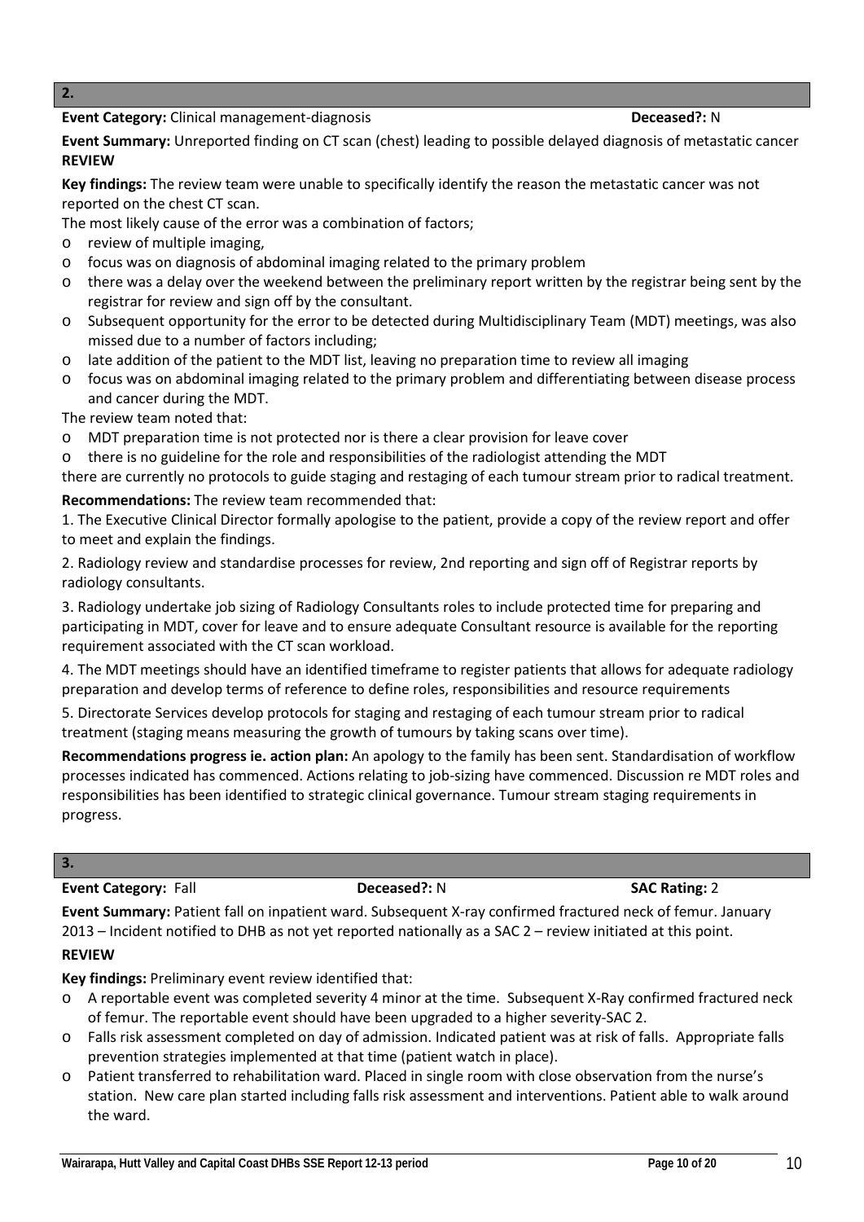## 2.

**Event Category:** Clinical management-diagnosis **Deceased?:** N

**Event Summary:** Unreported finding on CT scan (chest) leading to possible delayed diagnosis of metastatic cancer

**REVIEW**

**Key findings:** The review team were unable to specifically identify the reason the metastatic cancer was not reported on the chest CT scan.

The most likely cause of the error was a combination of factors;

- review of multiple imaging,
- focus was on diagnosis of abdominal imaging related to the primary problem
- there was a delay over the weekend between the preliminary report written by the registrar being sent by the registrar for review and sign off by the consultant.
- Subsequent opportunity for the error to be detected during Multidisciplinary Team (MDT) meetings, was also missed due to a number of factors including;
- late addition of the patient to the MDT list, leaving no preparation time to review all imaging
- focus was on abdominal imaging related to the primary problem and differentiating between disease process and cancer during the MDT.

The review team noted that:

- MDT preparation time is not protected nor is there a clear provision for leave cover
- there is no guideline for the role and responsibilities of the radiologist attending the MDT

there are currently no protocols to guide staging and restaging of each tumour stream prior to radical treatment.

**Recommendations:** The review team recommended that:

1. The Executive Clinical Director formally apologise to the patient, provide a copy of the review report and offer to meet and explain the findings.

2. Radiology review and standardise processes for review, 2nd reporting and sign off of Registrar reports by radiology consultants.

3. Radiology undertake job sizing of Radiology Consultants roles to include protected time for preparing and participating in MDT, cover for leave and to ensure adequate Consultant resource is available for the reporting requirement associated with the CT scan workload.

4. The MDT meetings should have an identified timeframe to register patients that allows for adequate radiology preparation and develop terms of reference to define roles, responsibilities and resource requirements

5. Directorate Services develop protocols for staging and restaging of each tumour stream prior to radical treatment (staging means measuring the growth of tumours by taking scans over time).

**Recommendations progress ie. action plan:** An apology to the family has been sent. Standardisation of workflow processes indicated has commenced. Actions relating to job-sizing have commenced. Discussion re MDT roles and responsibilities has been identified to strategic clinical governance. Tumour stream staging requirements in progress.

## 3.

**Event Category:** Fall **Deceased?:** N **SAC Rating:** 2

**Event Summary:** Patient fall on inpatient ward. Subsequent X-ray confirmed fractured neck of femur. January 2013 – Incident notified to DHB as not yet reported nationally as a SAC 2 – review initiated at this point.

**REVIEW**

**Key findings:** Preliminary event review identified that:

- A reportable event was completed severity 4 minor at the time. Subsequent X-Ray confirmed fractured neck of femur. The reportable event should have been upgraded to a higher severity-SAC 2.
- Falls risk assessment completed on day of admission. Indicated patient was at risk of falls. Appropriate falls prevention strategies implemented at that time (patient watch in place).
- Patient transferred to rehabilitation ward. Placed in single room with close observation from the nurse's station. New care plan started including falls risk assessment and interventions. Patient able to walk around the ward.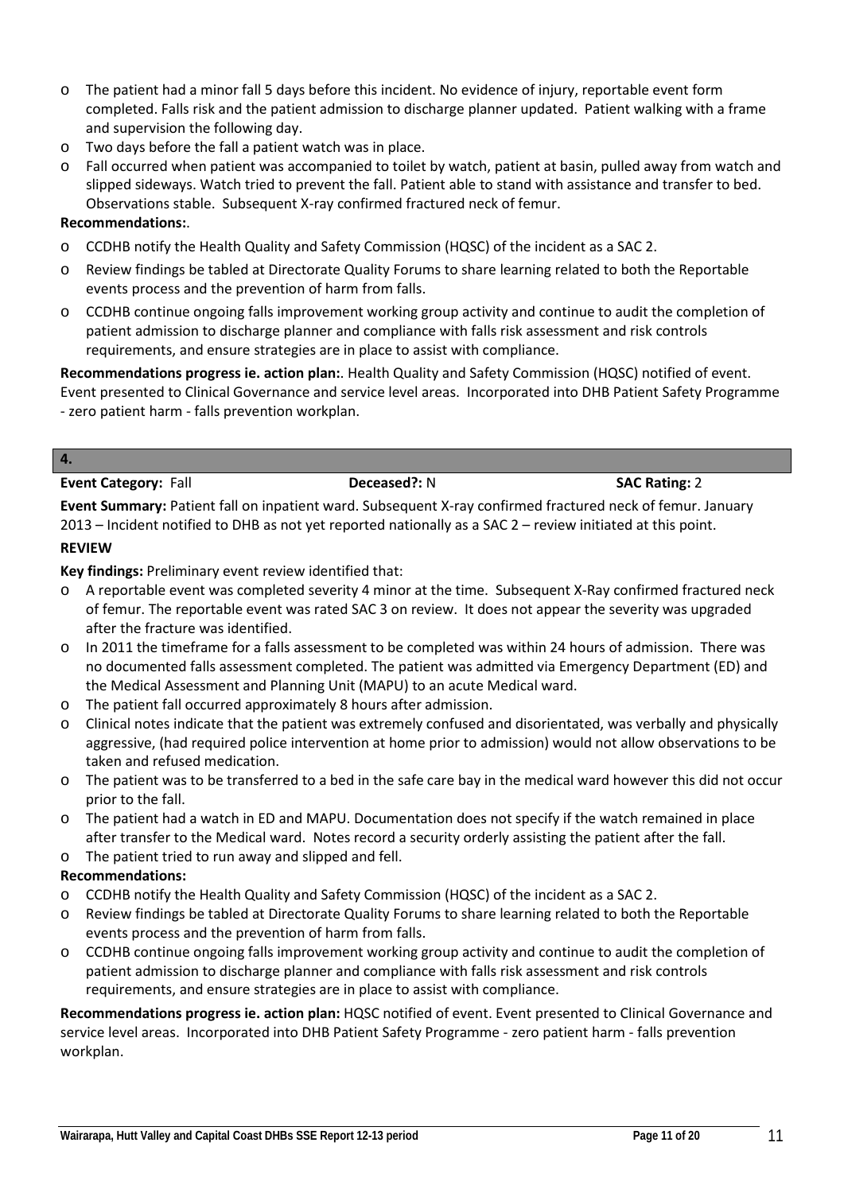- The patient had a minor fall 5 days before this incident. No evidence of injury, reportable event form completed. Falls risk and the patient admission to discharge planner updated. Patient walking with a frame and supervision the following day.
- Two days before the fall a patient watch was in place.
- Fall occurred when patient was accompanied to toilet by watch, patient at basin, pulled away from watch and slipped sideways. Watch tried to prevent the fall. Patient able to stand with assistance and transfer to bed. Observations stable. Subsequent X-ray confirmed fractured neck of femur.

**Recommendations:**.

- CCDHB notify the Health Quality and Safety Commission (HQSC) of the incident as a SAC 2.
- Review findings be tabled at Directorate Quality Forums to share learning related to both the Reportable events process and the prevention of harm from falls.
- CCDHB continue ongoing falls improvement working group activity and continue to audit the completion of patient admission to discharge planner and compliance with falls risk assessment and risk controls requirements, and ensure strategies are in place to assist with compliance.

**Recommendations progress ie. action plan:**. Health Quality and Safety Commission (HQSC) notified of event. Event presented to Clinical Governance and service level areas. Incorporated into DHB Patient Safety Programme - zero patient harm - falls prevention workplan.

**4.**

**Event Category:** Fall **Deceased?:** N **SAC Rating:** 2

**Event Summary:** Patient fall on inpatient ward. Subsequent X-ray confirmed fractured neck of femur. January 2013 – Incident notified to DHB as not yet reported nationally as a SAC 2 – review initiated at this point.

**REVIEW**

**Key findings:** Preliminary event review identified that:

- A reportable event was completed severity 4 minor at the time. Subsequent X-Ray confirmed fractured neck of femur. The reportable event was rated SAC 3 on review. It does not appear the severity was upgraded after the fracture was identified.
- In 2011 the timeframe for a falls assessment to be completed was within 24 hours of admission. There was no documented falls assessment completed. The patient was admitted via Emergency Department (ED) and the Medical Assessment and Planning Unit (MAPU) to an acute Medical ward.
- The patient fall occurred approximately 8 hours after admission.
- Clinical notes indicate that the patient was extremely confused and disorientated, was verbally and physically aggressive, (had required police intervention at home prior to admission) would not allow observations to be taken and refused medication.
- The patient was to be transferred to a bed in the safe care bay in the medical ward however this did not occur prior to the fall.
- The patient had a watch in ED and MAPU. Documentation does not specify if the watch remained in place after transfer to the Medical ward. Notes record a security orderly assisting the patient after the fall.
- The patient tried to run away and slipped and fell.

**Recommendations:**

- CCDHB notify the Health Quality and Safety Commission (HQSC) of the incident as a SAC 2.
- Review findings be tabled at Directorate Quality Forums to share learning related to both the Reportable events process and the prevention of harm from falls.
- CCDHB continue ongoing falls improvement working group activity and continue to audit the completion of patient admission to discharge planner and compliance with falls risk assessment and risk controls requirements, and ensure strategies are in place to assist with compliance.

**Recommendations progress ie. action plan:** HQSC notified of event. Event presented to Clinical Governance and service level areas. Incorporated into DHB Patient Safety Programme - zero patient harm - falls prevention workplan.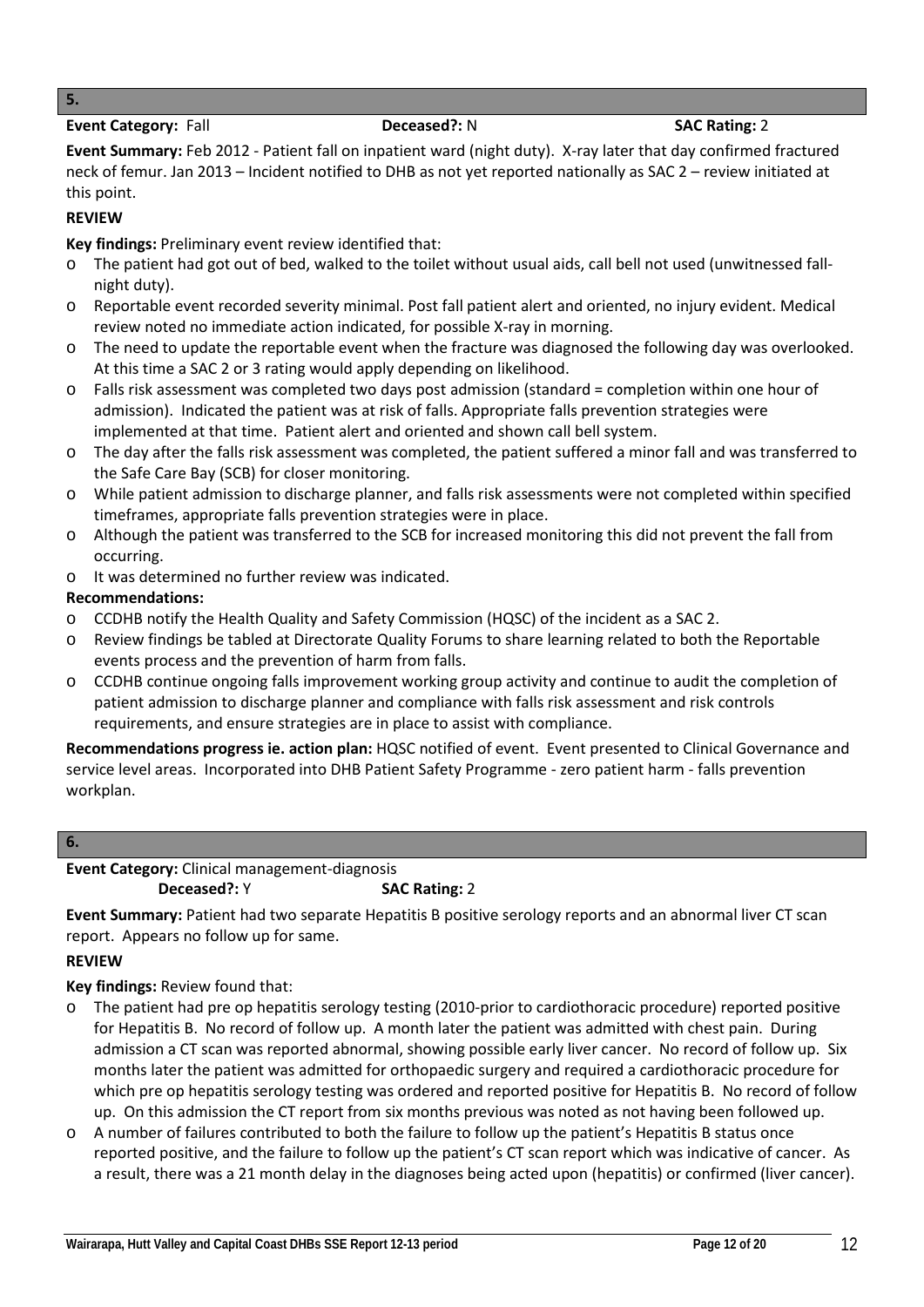## 5.

**Event Category:** Fall **Deceased?:** N **SAC Rating:** 2

**Event Summary:** Feb 2012 - Patient fall on inpatient ward (night duty). X-ray later that day confirmed fractured neck of femur. Jan 2013 – Incident notified to DHB as not yet reported nationally as SAC 2 – review initiated at this point.

**REVIEW**

**Key findings:** Preliminary event review identified that:

- The patient had got out of bed, walked to the toilet without usual aids, call bell not used (unwitnessed fall-night duty).
- Reportable event recorded severity minimal. Post fall patient alert and oriented, no injury evident. Medical review noted no immediate action indicated, for possible X-ray in morning.
- The need to update the reportable event when the fracture was diagnosed the following day was overlooked. At this time a SAC 2 or 3 rating would apply depending on likelihood.
- Falls risk assessment was completed two days post admission (standard = completion within one hour of admission). Indicated the patient was at risk of falls. Appropriate falls prevention strategies were implemented at that time. Patient alert and oriented and shown call bell system.
- The day after the falls risk assessment was completed, the patient suffered a minor fall and was transferred to the Safe Care Bay (SCB) for closer monitoring.
- While patient admission to discharge planner, and falls risk assessments were not completed within specified timeframes, appropriate falls prevention strategies were in place.
- Although the patient was transferred to the SCB for increased monitoring this did not prevent the fall from occurring.
- It was determined no further review was indicated.

**Recommendations:**

- CCDHB notify the Health Quality and Safety Commission (HQSC) of the incident as a SAC 2.
- Review findings be tabled at Directorate Quality Forums to share learning related to both the Reportable events process and the prevention of harm from falls.
- CCDHB continue ongoing falls improvement working group activity and continue to audit the completion of patient admission to discharge planner and compliance with falls risk assessment and risk controls requirements, and ensure strategies are in place to assist with compliance.

**Recommendations progress ie. action plan:** HQSC notified of event. Event presented to Clinical Governance and service level areas. Incorporated into DHB Patient Safety Programme - zero patient harm - falls prevention workplan.

## 6.

**Event Category:** Clinical management-diagnosis
**Deceased?:** Y **SAC Rating:** 2

**Event Summary:** Patient had two separate Hepatitis B positive serology reports and an abnormal liver CT scan report. Appears no follow up for same.

**REVIEW**

**Key findings:** Review found that:

- The patient had pre op hepatitis serology testing (2010-prior to cardiothoracic procedure) reported positive for Hepatitis B. No record of follow up. A month later the patient was admitted with chest pain. During admission a CT scan was reported abnormal, showing possible early liver cancer. No record of follow up. Six months later the patient was admitted for orthopaedic surgery and required a cardiothoracic procedure for which pre op hepatitis serology testing was ordered and reported positive for Hepatitis B. No record of follow up. On this admission the CT report from six months previous was noted as not having been followed up.
- A number of failures contributed to both the failure to follow up the patient's Hepatitis B status once reported positive, and the failure to follow up the patient's CT scan report which was indicative of cancer. As a result, there was a 21 month delay in the diagnoses being acted upon (hepatitis) or confirmed (liver cancer).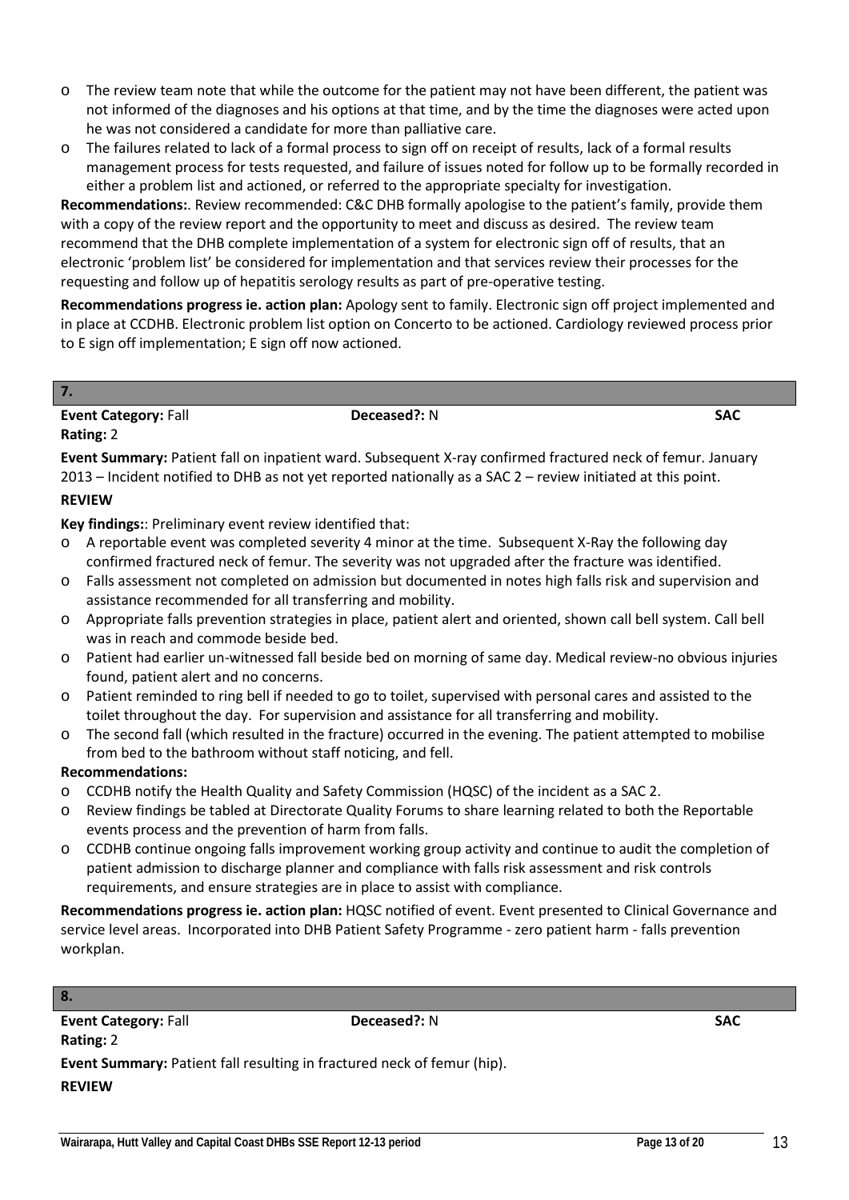- The review team note that while the outcome for the patient may not have been different, the patient was not informed of the diagnoses and his options at that time, and by the time the diagnoses were acted upon he was not considered a candidate for more than palliative care.
- The failures related to lack of a formal process to sign off on receipt of results, lack of a formal results management process for tests requested, and failure of issues noted for follow up to be formally recorded in either a problem list and actioned, or referred to the appropriate specialty for investigation.

**Recommendations:**. Review recommended: C&C DHB formally apologise to the patient's family, provide them with a copy of the review report and the opportunity to meet and discuss as desired. The review team recommend that the DHB complete implementation of a system for electronic sign off of results, that an electronic 'problem list' be considered for implementation and that services review their processes for the requesting and follow up of hepatitis serology results as part of pre-operative testing.

**Recommendations progress ie. action plan:** Apology sent to family. Electronic sign off project implemented and in place at CCDHB. Electronic problem list option on Concerto to be actioned. Cardiology reviewed process prior to E sign off implementation; E sign off now actioned.

## 7.

**Event Category:** Fall **Deceased?:** N **SAC Rating:** 2

**Event Summary:** Patient fall on inpatient ward. Subsequent X-ray confirmed fractured neck of femur. January 2013 – Incident notified to DHB as not yet reported nationally as a SAC 2 – review initiated at this point.

**REVIEW**

**Key findings:**: Preliminary event review identified that:

- A reportable event was completed severity 4 minor at the time. Subsequent X-Ray the following day confirmed fractured neck of femur. The severity was not upgraded after the fracture was identified.
- Falls assessment not completed on admission but documented in notes high falls risk and supervision and assistance recommended for all transferring and mobility.
- Appropriate falls prevention strategies in place, patient alert and oriented, shown call bell system. Call bell was in reach and commode beside bed.
- Patient had earlier un-witnessed fall beside bed on morning of same day. Medical review-no obvious injuries found, patient alert and no concerns.
- Patient reminded to ring bell if needed to go to toilet, supervised with personal cares and assisted to the toilet throughout the day. For supervision and assistance for all transferring and mobility.
- The second fall (which resulted in the fracture) occurred in the evening. The patient attempted to mobilise from bed to the bathroom without staff noticing, and fell.

**Recommendations:**

- CCDHB notify the Health Quality and Safety Commission (HQSC) of the incident as a SAC 2.
- Review findings be tabled at Directorate Quality Forums to share learning related to both the Reportable events process and the prevention of harm from falls.
- CCDHB continue ongoing falls improvement working group activity and continue to audit the completion of patient admission to discharge planner and compliance with falls risk assessment and risk controls requirements, and ensure strategies are in place to assist with compliance.

**Recommendations progress ie. action plan:** HQSC notified of event. Event presented to Clinical Governance and service level areas. Incorporated into DHB Patient Safety Programme - zero patient harm - falls prevention workplan.

## 8.

**Event Category:** Fall **Deceased?:** N **SAC Rating:** 2

**Event Summary:** Patient fall resulting in fractured neck of femur (hip).

**REVIEW**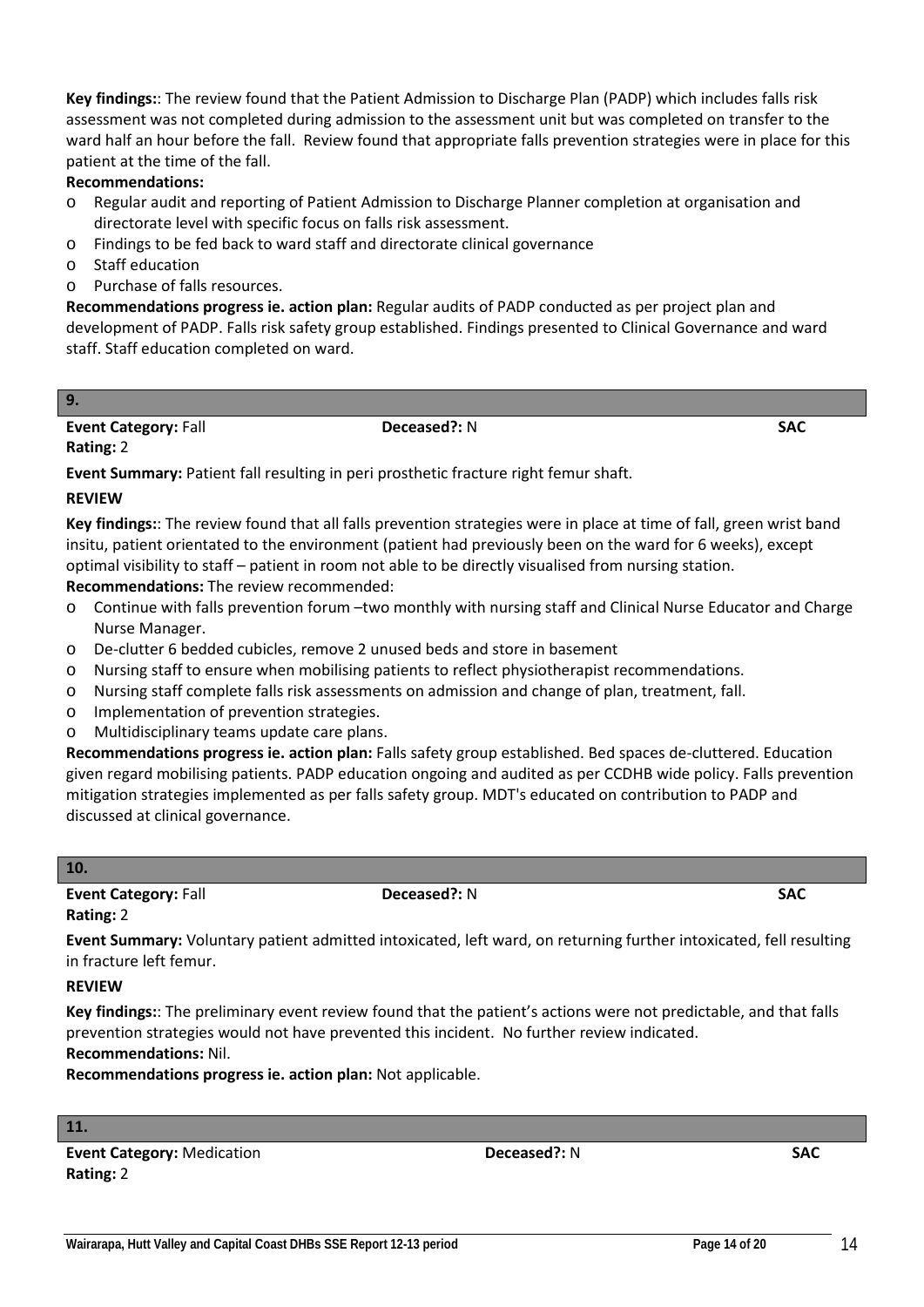**Key findings:**: The review found that the Patient Admission to Discharge Plan (PADP) which includes falls risk assessment was not completed during admission to the assessment unit but was completed on transfer to the ward half an hour before the fall. Review found that appropriate falls prevention strategies were in place for this patient at the time of the fall.

**Recommendations:**

- Regular audit and reporting of Patient Admission to Discharge Planner completion at organisation and directorate level with specific focus on falls risk assessment.
- Findings to be fed back to ward staff and directorate clinical governance
- Staff education
- Purchase of falls resources.

**Recommendations progress ie. action plan:** Regular audits of PADP conducted as per project plan and development of PADP. Falls risk safety group established. Findings presented to Clinical Governance and ward staff. Staff education completed on ward.

## 9.

**Event Category:** Fall **Deceased?:** N **SAC Rating:** 2

**Event Summary:** Patient fall resulting in peri prosthetic fracture right femur shaft.

**REVIEW**

**Key findings:**: The review found that all falls prevention strategies were in place at time of fall, green wrist band insitu, patient orientated to the environment (patient had previously been on the ward for 6 weeks), except optimal visibility to staff – patient in room not able to be directly visualised from nursing station.

**Recommendations:** The review recommended:

- Continue with falls prevention forum –two monthly with nursing staff and Clinical Nurse Educator and Charge Nurse Manager.
- De-clutter 6 bedded cubicles, remove 2 unused beds and store in basement
- Nursing staff to ensure when mobilising patients to reflect physiotherapist recommendations.
- Nursing staff complete falls risk assessments on admission and change of plan, treatment, fall.
- Implementation of prevention strategies.
- Multidisciplinary teams update care plans.

**Recommendations progress ie. action plan:** Falls safety group established. Bed spaces de-cluttered. Education given regard mobilising patients. PADP education ongoing and audited as per CCDHB wide policy. Falls prevention mitigation strategies implemented as per falls safety group. MDT's educated on contribution to PADP and discussed at clinical governance.

## 10.

**Event Category:** Fall **Deceased?:** N **SAC Rating:** 2

**Event Summary:** Voluntary patient admitted intoxicated, left ward, on returning further intoxicated, fell resulting in fracture left femur.

**REVIEW**

**Key findings:**: The preliminary event review found that the patient's actions were not predictable, and that falls prevention strategies would not have prevented this incident. No further review indicated.

**Recommendations:** Nil.

**Recommendations progress ie. action plan:** Not applicable.

## 11.

**Event Category:** Medication **Deceased?:** N **SAC Rating:** 2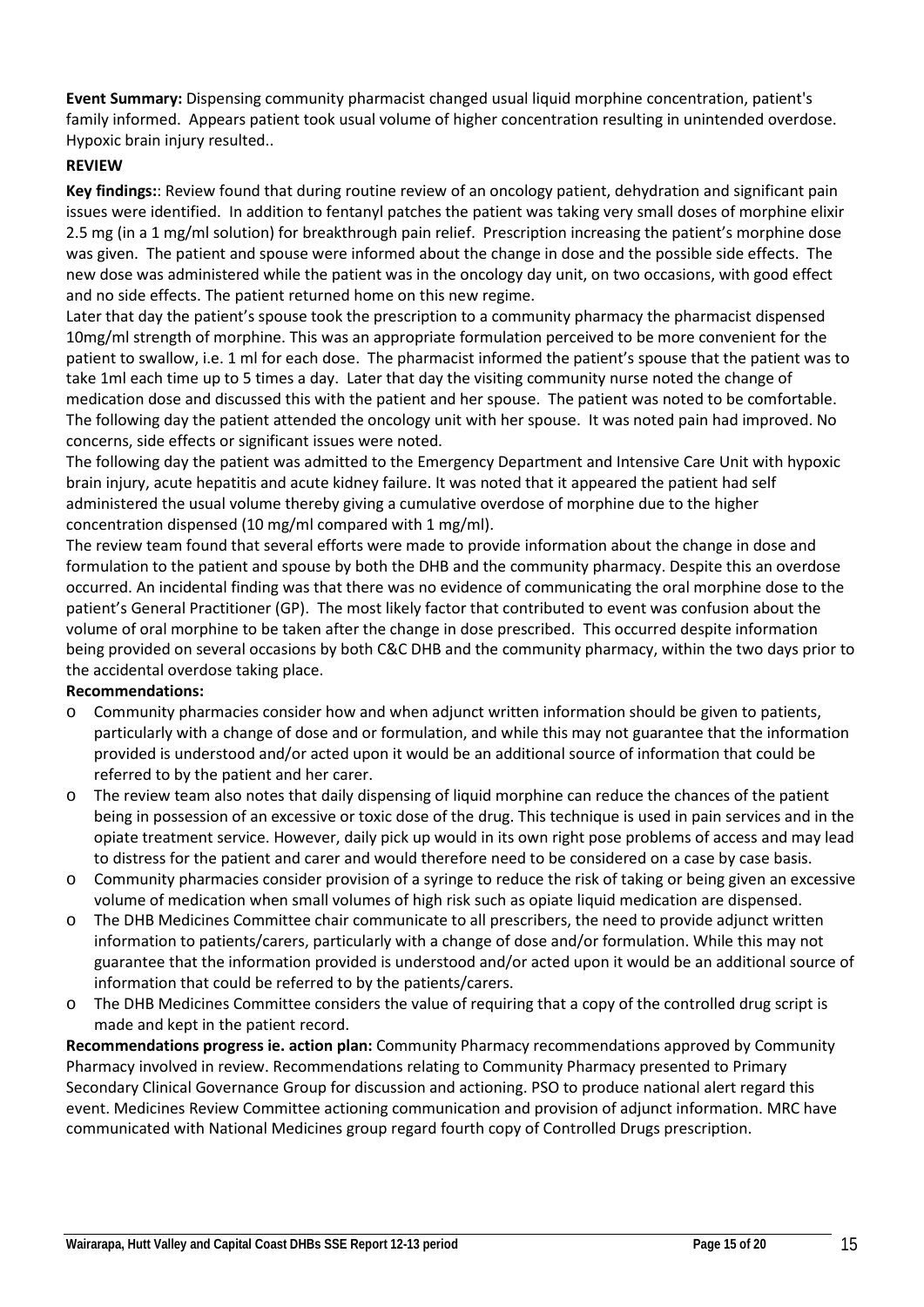**Event Summary:** Dispensing community pharmacist changed usual liquid morphine concentration, patient's family informed. Appears patient took usual volume of higher concentration resulting in unintended overdose. Hypoxic brain injury resulted..

**REVIEW**

**Key findings:**: Review found that during routine review of an oncology patient, dehydration and significant pain issues were identified. In addition to fentanyl patches the patient was taking very small doses of morphine elixir 2.5 mg (in a 1 mg/ml solution) for breakthrough pain relief. Prescription increasing the patient's morphine dose was given. The patient and spouse were informed about the change in dose and the possible side effects. The new dose was administered while the patient was in the oncology day unit, on two occasions, with good effect and no side effects. The patient returned home on this new regime.

Later that day the patient's spouse took the prescription to a community pharmacy the pharmacist dispensed 10mg/ml strength of morphine. This was an appropriate formulation perceived to be more convenient for the patient to swallow, i.e. 1 ml for each dose. The pharmacist informed the patient's spouse that the patient was to take 1ml each time up to 5 times a day. Later that day the visiting community nurse noted the change of medication dose and discussed this with the patient and her spouse. The patient was noted to be comfortable. The following day the patient attended the oncology unit with her spouse. It was noted pain had improved. No concerns, side effects or significant issues were noted.

The following day the patient was admitted to the Emergency Department and Intensive Care Unit with hypoxic brain injury, acute hepatitis and acute kidney failure. It was noted that it appeared the patient had self administered the usual volume thereby giving a cumulative overdose of morphine due to the higher concentration dispensed (10 mg/ml compared with 1 mg/ml).

The review team found that several efforts were made to provide information about the change in dose and formulation to the patient and spouse by both the DHB and the community pharmacy. Despite this an overdose occurred. An incidental finding was that there was no evidence of communicating the oral morphine dose to the patient's General Practitioner (GP). The most likely factor that contributed to event was confusion about the volume of oral morphine to be taken after the change in dose prescribed. This occurred despite information being provided on several occasions by both C&C DHB and the community pharmacy, within the two days prior to the accidental overdose taking place.

**Recommendations:**

- Community pharmacies consider how and when adjunct written information should be given to patients, particularly with a change of dose and or formulation, and while this may not guarantee that the information provided is understood and/or acted upon it would be an additional source of information that could be referred to by the patient and her carer.
- The review team also notes that daily dispensing of liquid morphine can reduce the chances of the patient being in possession of an excessive or toxic dose of the drug. This technique is used in pain services and in the opiate treatment service. However, daily pick up would in its own right pose problems of access and may lead to distress for the patient and carer and would therefore need to be considered on a case by case basis.
- Community pharmacies consider provision of a syringe to reduce the risk of taking or being given an excessive volume of medication when small volumes of high risk such as opiate liquid medication are dispensed.
- The DHB Medicines Committee chair communicate to all prescribers, the need to provide adjunct written information to patients/carers, particularly with a change of dose and/or formulation. While this may not guarantee that the information provided is understood and/or acted upon it would be an additional source of information that could be referred to by the patients/carers.
- The DHB Medicines Committee considers the value of requiring that a copy of the controlled drug script is made and kept in the patient record.

**Recommendations progress ie. action plan:** Community Pharmacy recommendations approved by Community Pharmacy involved in review. Recommendations relating to Community Pharmacy presented to Primary Secondary Clinical Governance Group for discussion and actioning. PSO to produce national alert regard this event. Medicines Review Committee actioning communication and provision of adjunct information. MRC have communicated with National Medicines group regard fourth copy of Controlled Drugs prescription.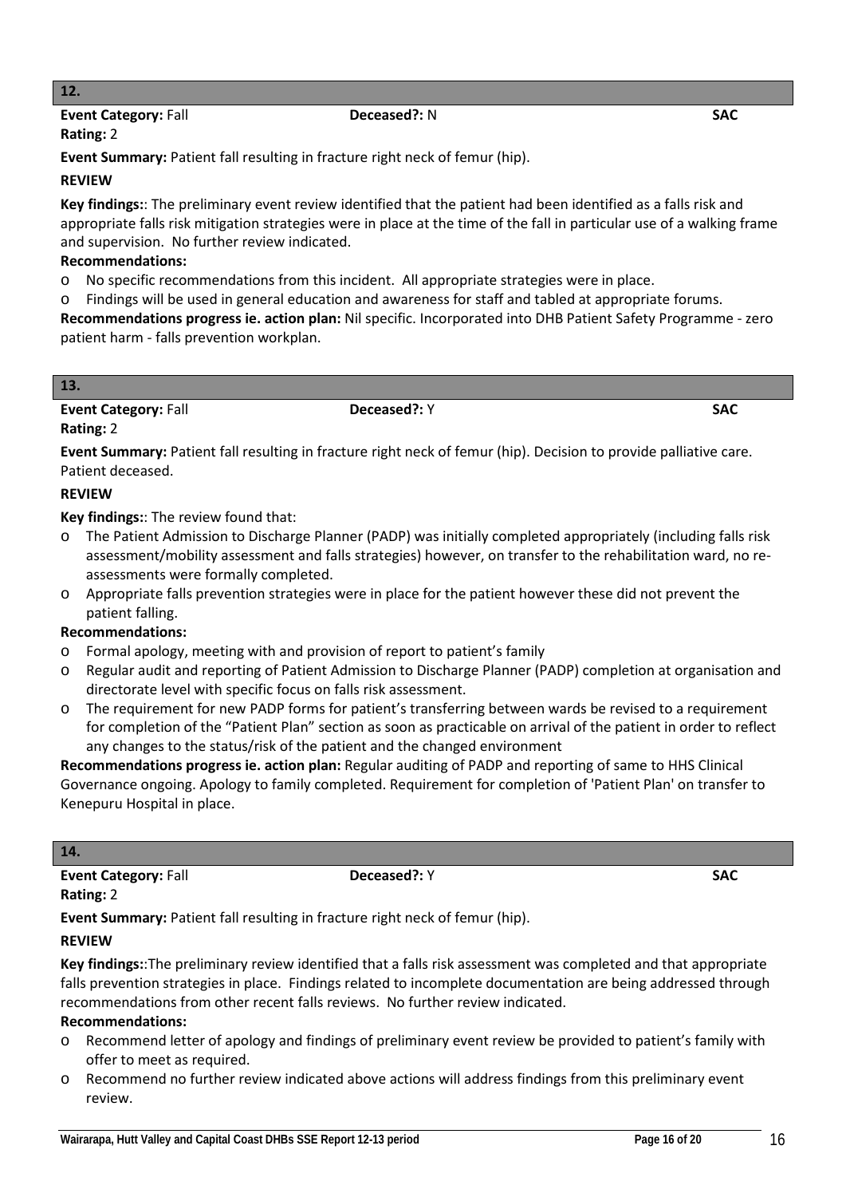## 12.

**Event Category:** Fall **Deceased?:** N **SAC Rating:** 2

**Event Summary:** Patient fall resulting in fracture right neck of femur (hip).

**REVIEW**

**Key findings:**: The preliminary event review identified that the patient had been identified as a falls risk and appropriate falls risk mitigation strategies were in place at the time of the fall in particular use of a walking frame and supervision. No further review indicated.

**Recommendations:**

- No specific recommendations from this incident. All appropriate strategies were in place.
- Findings will be used in general education and awareness for staff and tabled at appropriate forums.

**Recommendations progress ie. action plan:** Nil specific. Incorporated into DHB Patient Safety Programme - zero patient harm - falls prevention workplan.

## 13.

**Event Category:** Fall **Deceased?:** Y **SAC Rating:** 2

**Event Summary:** Patient fall resulting in fracture right neck of femur (hip). Decision to provide palliative care. Patient deceased.

**REVIEW**

**Key findings:**: The review found that:

- The Patient Admission to Discharge Planner (PADP) was initially completed appropriately (including falls risk assessment/mobility assessment and falls strategies) however, on transfer to the rehabilitation ward, no re-assessments were formally completed.
- Appropriate falls prevention strategies were in place for the patient however these did not prevent the patient falling.

**Recommendations:**

- Formal apology, meeting with and provision of report to patient's family
- Regular audit and reporting of Patient Admission to Discharge Planner (PADP) completion at organisation and directorate level with specific focus on falls risk assessment.
- The requirement for new PADP forms for patient's transferring between wards be revised to a requirement for completion of the "Patient Plan" section as soon as practicable on arrival of the patient in order to reflect any changes to the status/risk of the patient and the changed environment

**Recommendations progress ie. action plan:** Regular auditing of PADP and reporting of same to HHS Clinical Governance ongoing. Apology to family completed. Requirement for completion of 'Patient Plan' on transfer to Kenepuru Hospital in place.

## 14.

**Event Category:** Fall **Deceased?:** Y **SAC Rating:** 2

**Event Summary:** Patient fall resulting in fracture right neck of femur (hip).

**REVIEW**

**Key findings:**:The preliminary review identified that a falls risk assessment was completed and that appropriate falls prevention strategies in place. Findings related to incomplete documentation are being addressed through recommendations from other recent falls reviews. No further review indicated.

**Recommendations:**

- Recommend letter of apology and findings of preliminary event review be provided to patient's family with offer to meet as required.
- Recommend no further review indicated above actions will address findings from this preliminary event review.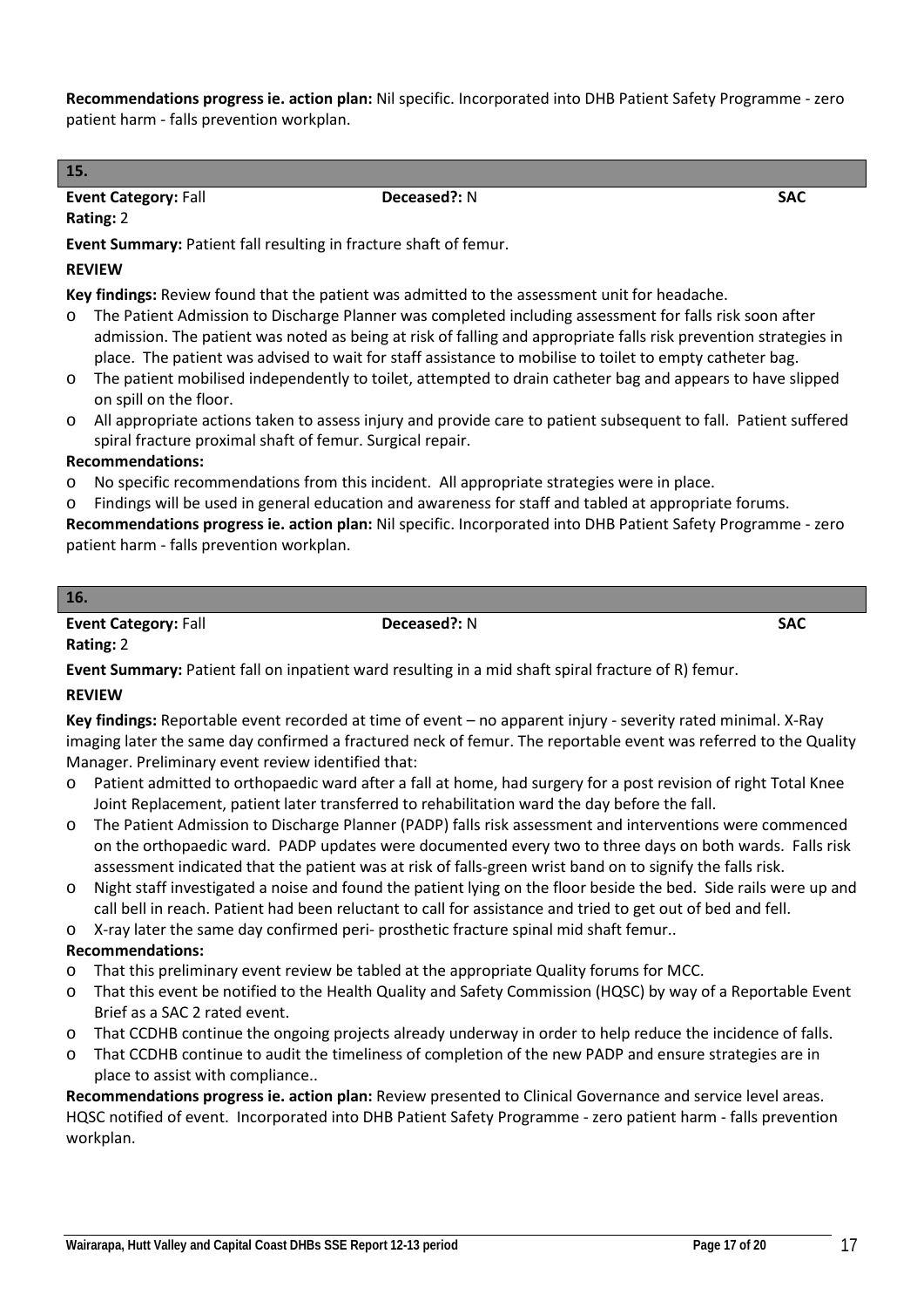**Recommendations progress ie. action plan:** Nil specific. Incorporated into DHB Patient Safety Programme - zero patient harm - falls prevention workplan.

## 15.

**Event Category:** Fall **Deceased?:** N **SAC Rating:** 2

**Event Summary:** Patient fall resulting in fracture shaft of femur.

**REVIEW**

**Key findings:** Review found that the patient was admitted to the assessment unit for headache.

- The Patient Admission to Discharge Planner was completed including assessment for falls risk soon after admission. The patient was noted as being at risk of falling and appropriate falls risk prevention strategies in place. The patient was advised to wait for staff assistance to mobilise to toilet to empty catheter bag.
- The patient mobilised independently to toilet, attempted to drain catheter bag and appears to have slipped on spill on the floor.
- All appropriate actions taken to assess injury and provide care to patient subsequent to fall. Patient suffered spiral fracture proximal shaft of femur. Surgical repair.

**Recommendations:**

- No specific recommendations from this incident. All appropriate strategies were in place.
- Findings will be used in general education and awareness for staff and tabled at appropriate forums.

**Recommendations progress ie. action plan:** Nil specific. Incorporated into DHB Patient Safety Programme - zero patient harm - falls prevention workplan.

## 16.

**Event Category:** Fall **Deceased?:** N **SAC Rating:** 2

**Event Summary:** Patient fall on inpatient ward resulting in a mid shaft spiral fracture of R) femur.

**REVIEW**

**Key findings:** Reportable event recorded at time of event – no apparent injury - severity rated minimal. X-Ray imaging later the same day confirmed a fractured neck of femur. The reportable event was referred to the Quality Manager. Preliminary event review identified that:

- Patient admitted to orthopaedic ward after a fall at home, had surgery for a post revision of right Total Knee Joint Replacement, patient later transferred to rehabilitation ward the day before the fall.
- The Patient Admission to Discharge Planner (PADP) falls risk assessment and interventions were commenced on the orthopaedic ward. PADP updates were documented every two to three days on both wards. Falls risk assessment indicated that the patient was at risk of falls-green wrist band on to signify the falls risk.
- Night staff investigated a noise and found the patient lying on the floor beside the bed. Side rails were up and call bell in reach. Patient had been reluctant to call for assistance and tried to get out of bed and fell.
- X-ray later the same day confirmed peri- prosthetic fracture spinal mid shaft femur..

**Recommendations:**

- That this preliminary event review be tabled at the appropriate Quality forums for MCC.
- That this event be notified to the Health Quality and Safety Commission (HQSC) by way of a Reportable Event Brief as a SAC 2 rated event.
- That CCDHB continue the ongoing projects already underway in order to help reduce the incidence of falls.
- That CCDHB continue to audit the timeliness of completion of the new PADP and ensure strategies are in place to assist with compliance..

**Recommendations progress ie. action plan:** Review presented to Clinical Governance and service level areas. HQSC notified of event. Incorporated into DHB Patient Safety Programme - zero patient harm - falls prevention workplan.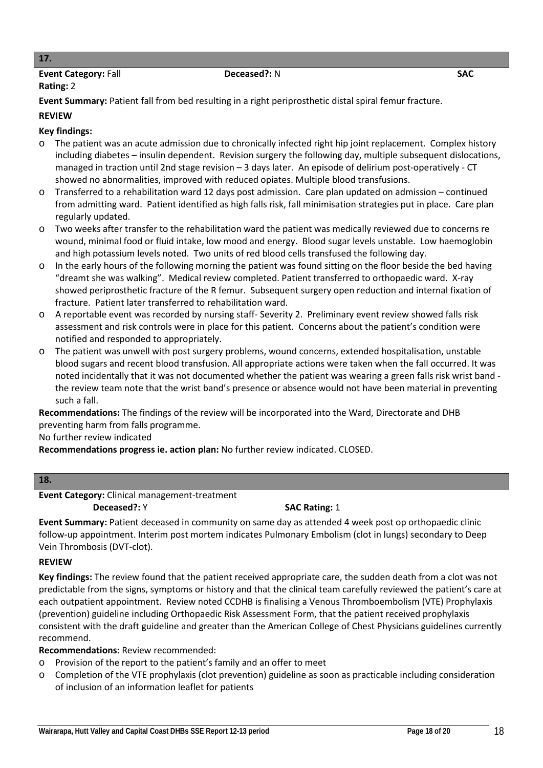## 17.

**Event Category:** Fall **Deceased?:** N **SAC Rating:** 2

**Event Summary:** Patient fall from bed resulting in a right periprosthetic distal spiral femur fracture.

**REVIEW**

**Key findings:**

- The patient was an acute admission due to chronically infected right hip joint replacement. Complex history including diabetes – insulin dependent. Revision surgery the following day, multiple subsequent dislocations, managed in traction until 2nd stage revision – 3 days later. An episode of delirium post-operatively - CT showed no abnormalities, improved with reduced opiates. Multiple blood transfusions.
- Transferred to a rehabilitation ward 12 days post admission. Care plan updated on admission – continued from admitting ward. Patient identified as high falls risk, fall minimisation strategies put in place. Care plan regularly updated.
- Two weeks after transfer to the rehabilitation ward the patient was medically reviewed due to concerns re wound, minimal food or fluid intake, low mood and energy. Blood sugar levels unstable. Low haemoglobin and high potassium levels noted. Two units of red blood cells transfused the following day.
- In the early hours of the following morning the patient was found sitting on the floor beside the bed having "dreamt she was walking". Medical review completed. Patient transferred to orthopaedic ward. X-ray showed periprosthetic fracture of the R femur. Subsequent surgery open reduction and internal fixation of fracture. Patient later transferred to rehabilitation ward.
- A reportable event was recorded by nursing staff- Severity 2. Preliminary event review showed falls risk assessment and risk controls were in place for this patient. Concerns about the patient's condition were notified and responded to appropriately.
- The patient was unwell with post surgery problems, wound concerns, extended hospitalisation, unstable blood sugars and recent blood transfusion. All appropriate actions were taken when the fall occurred. It was noted incidentally that it was not documented whether the patient was wearing a green falls risk wrist band - the review team note that the wrist band's presence or absence would not have been material in preventing such a fall.

**Recommendations:** The findings of the review will be incorporated into the Ward, Directorate and DHB preventing harm from falls programme.

No further review indicated

**Recommendations progress ie. action plan:** No further review indicated. CLOSED.

## 18.

**Event Category:** Clinical management-treatment **Deceased?:** Y **SAC Rating:** 1

**Event Summary:** Patient deceased in community on same day as attended 4 week post op orthopaedic clinic follow-up appointment. Interim post mortem indicates Pulmonary Embolism (clot in lungs) secondary to Deep Vein Thrombosis (DVT-clot).

**REVIEW**

**Key findings:** The review found that the patient received appropriate care, the sudden death from a clot was not predictable from the signs, symptoms or history and that the clinical team carefully reviewed the patient's care at each outpatient appointment. Review noted CCDHB is finalising a Venous Thromboembolism (VTE) Prophylaxis (prevention) guideline including Orthopaedic Risk Assessment Form, that the patient received prophylaxis consistent with the draft guideline and greater than the American College of Chest Physicians guidelines currently recommend.

**Recommendations:** Review recommended:

- Provision of the report to the patient's family and an offer to meet
- Completion of the VTE prophylaxis (clot prevention) guideline as soon as practicable including consideration of inclusion of an information leaflet for patients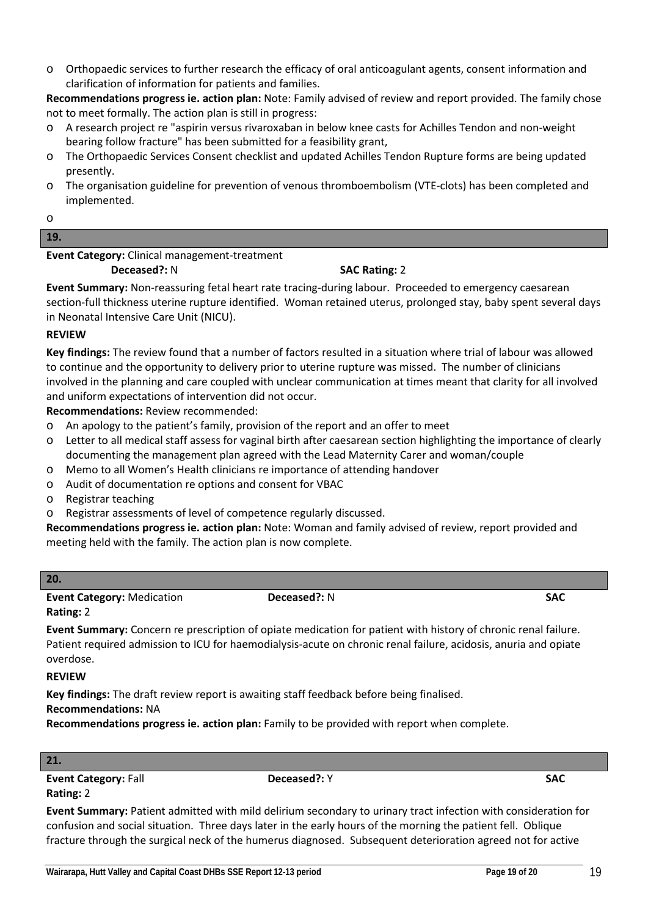- Orthopaedic services to further research the efficacy of oral anticoagulant agents, consent information and clarification of information for patients and families.

**Recommendations progress ie. action plan:** Note: Family advised of review and report provided. The family chose not to meet formally. The action plan is still in progress:

- A research project re "aspirin versus rivaroxaban in below knee casts for Achilles Tendon and non-weight bearing follow fracture" has been submitted for a feasibility grant,
- The Orthopaedic Services Consent checklist and updated Achilles Tendon Rupture forms are being updated presently.
- The organisation guideline for prevention of venous thromboembolism (VTE-clots) has been completed and implemented.

## 19.

**Event Category:** Clinical management-treatment
**Deceased?:** N **SAC Rating:** 2

**Event Summary:** Non-reassuring fetal heart rate tracing-during labour. Proceeded to emergency caesarean section-full thickness uterine rupture identified. Woman retained uterus, prolonged stay, baby spent several days in Neonatal Intensive Care Unit (NICU).

**REVIEW**

**Key findings:** The review found that a number of factors resulted in a situation where trial of labour was allowed to continue and the opportunity to delivery prior to uterine rupture was missed. The number of clinicians involved in the planning and care coupled with unclear communication at times meant that clarity for all involved and uniform expectations of intervention did not occur.

**Recommendations:** Review recommended:

- An apology to the patient's family, provision of the report and an offer to meet
- Letter to all medical staff assess for vaginal birth after caesarean section highlighting the importance of clearly documenting the management plan agreed with the Lead Maternity Carer and woman/couple
- Memo to all Women's Health clinicians re importance of attending handover
- Audit of documentation re options and consent for VBAC
- Registrar teaching
- Registrar assessments of level of competence regularly discussed.

**Recommendations progress ie. action plan:** Note: Woman and family advised of review, report provided and meeting held with the family. The action plan is now complete.

## 20.

**Event Category:** Medication **Deceased?:** N **SAC Rating:** 2

**Event Summary:** Concern re prescription of opiate medication for patient with history of chronic renal failure. Patient required admission to ICU for haemodialysis-acute on chronic renal failure, acidosis, anuria and opiate overdose.

**REVIEW**

**Key findings:** The draft review report is awaiting staff feedback before being finalised.

**Recommendations:** NA

**Recommendations progress ie. action plan:** Family to be provided with report when complete.

## 21.

**Event Category:** Fall **Deceased?:** Y **SAC Rating:** 2

**Event Summary:** Patient admitted with mild delirium secondary to urinary tract infection with consideration for confusion and social situation. Three days later in the early hours of the morning the patient fell. Oblique fracture through the surgical neck of the humerus diagnosed. Subsequent deterioration agreed not for active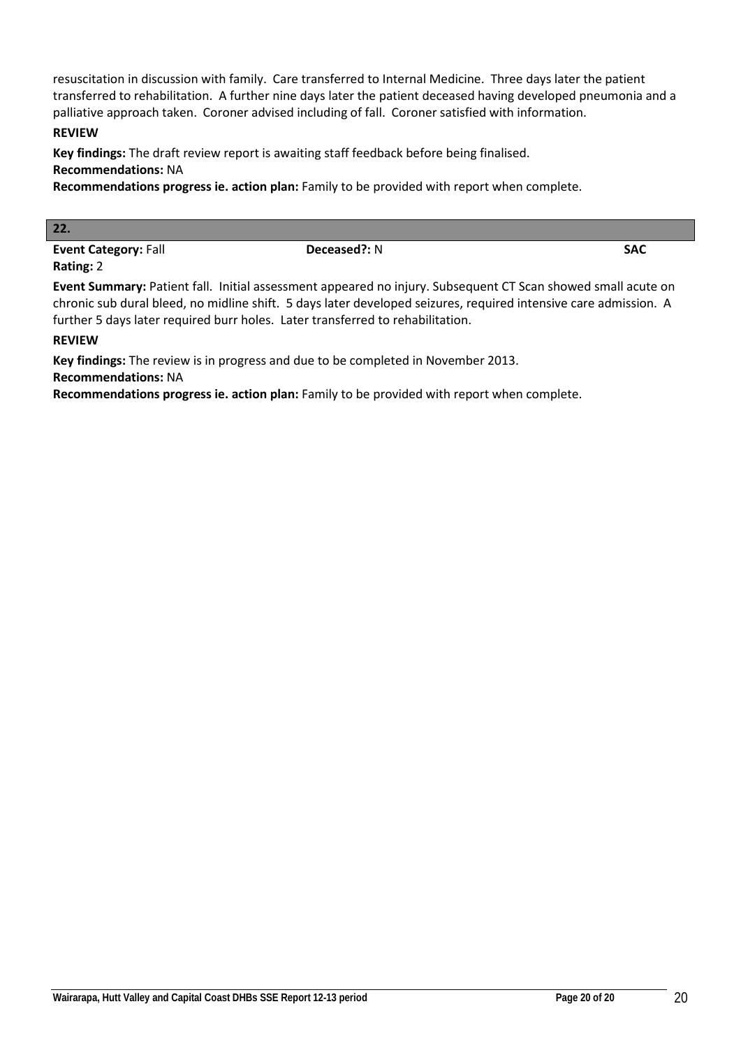resuscitation in discussion with family. Care transferred to Internal Medicine. Three days later the patient transferred to rehabilitation. A further nine days later the patient deceased having developed pneumonia and a palliative approach taken. Coroner advised including of fall. Coroner satisfied with information.

**REVIEW**

**Key findings:** The draft review report is awaiting staff feedback before being finalised.
**Recommendations:** NA
**Recommendations progress ie. action plan:** Family to be provided with report when complete.

**22.**

**Event Category:** Fall **Deceased?:** N **SAC Rating:** 2

**Event Summary:** Patient fall. Initial assessment appeared no injury. Subsequent CT Scan showed small acute on chronic sub dural bleed, no midline shift. 5 days later developed seizures, required intensive care admission. A further 5 days later required burr holes. Later transferred to rehabilitation.

**REVIEW**

**Key findings:** The review is in progress and due to be completed in November 2013.
**Recommendations:** NA
**Recommendations progress ie. action plan:** Family to be provided with report when complete.